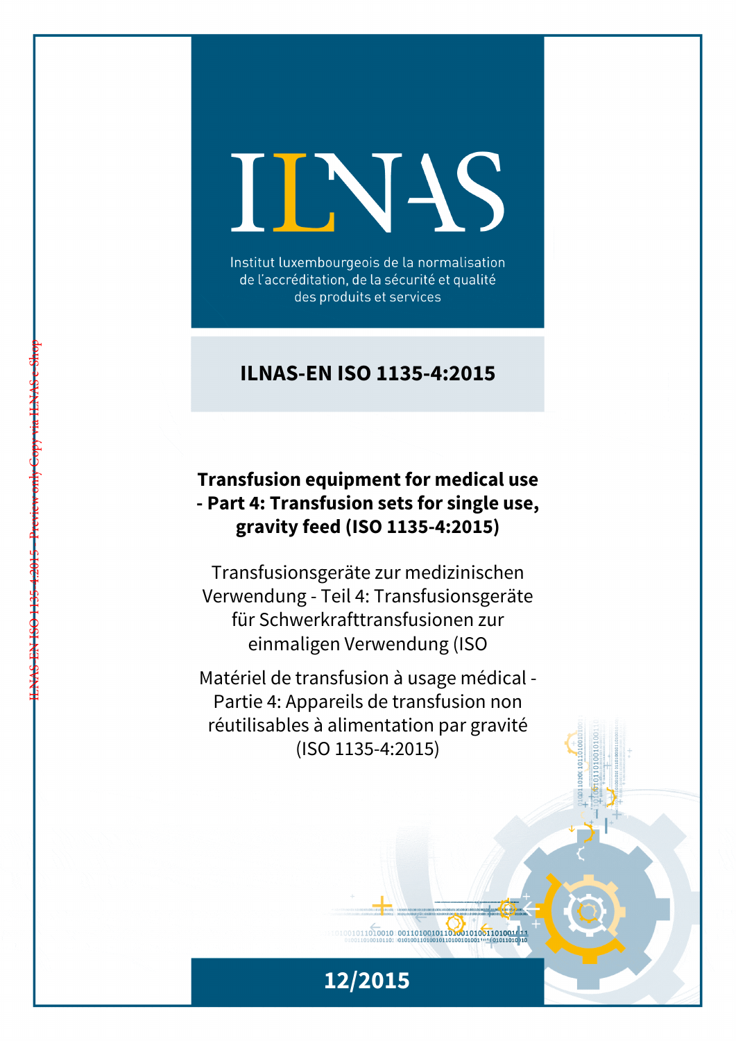# ILNAS

Institut luxembourgeois de la normalisation de l'accréditation, de la sécurité et qualité des produits et services

## ILNAS-EN ISO 1135-4:2015

**Transfusion equipment for medical use - Part 4: Transfusion sets for single use, gravity feed (ISO 1135-4:2015)**

Transfusionsgeräte zur medizinischen Verwendung - Teil 4: Transfusionsgeräte für Schwerkrafttransfusionen zur einmaligen Verwendung (ISO

Matériel de transfusion à usage médical - Partie 4: Appareils de transfusion non réutilisables à alimentation par gravité (ISO 1135-4:2015)

12/2015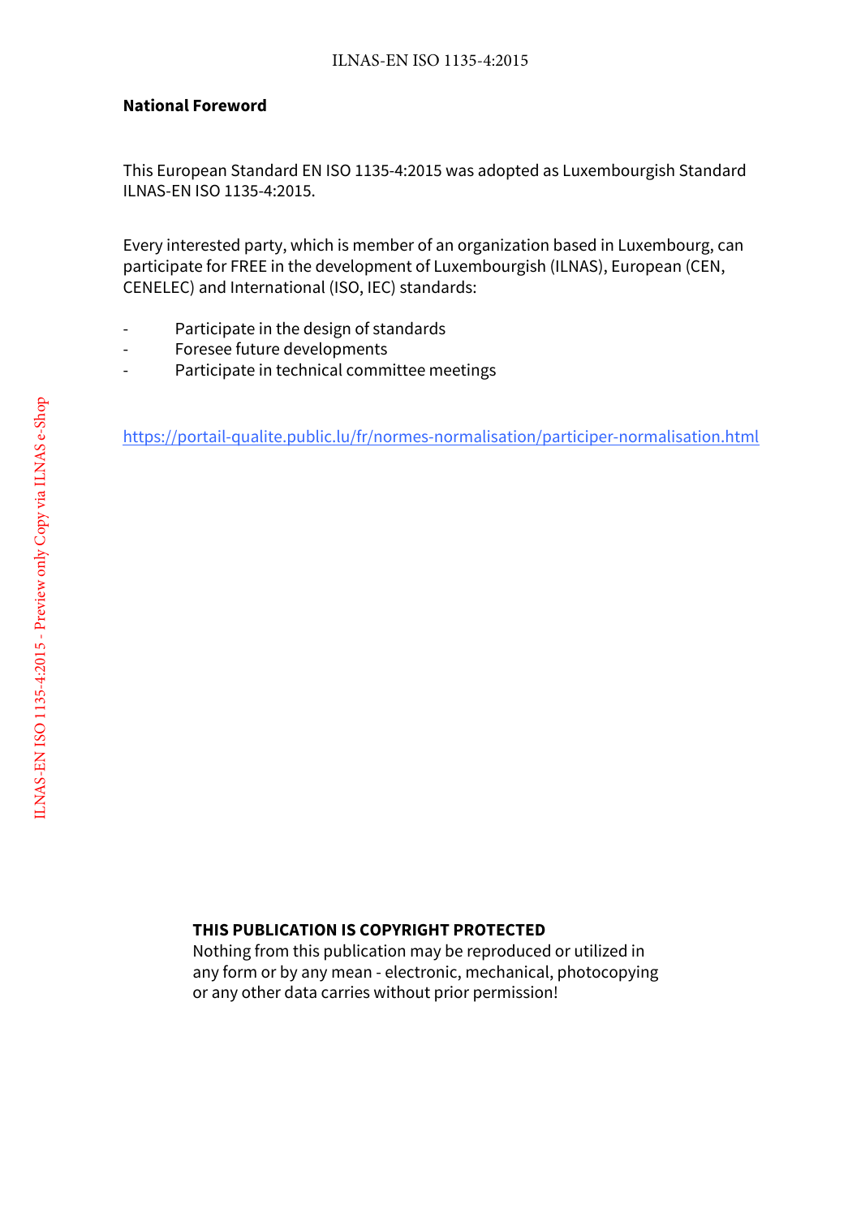**National Foreword**

This European Standard EN ISO 1135-4:2015 was adopted as Luxembourgish Standard ILNAS-EN ISO 1135-4:2015.

Every interested party, which is member of an organization based in Luxembourg, can participate for FREE in the development of Luxembourgish (ILNAS), European (CEN, CENELEC) and International (ISO, IEC) standards:

- Participate in the design of standards
- Foresee future developments
- Participate in technical committee meetings

https://portail-qualite.public.lu/fr/normes-normalisation/participer-normalisation.html

**THIS PUBLICATION IS COPYRIGHT PROTECTED**
Nothing from this publication may be reproduced or utilized in any form or by any mean - electronic, mechanical, photocopying or any other data carries without prior permission!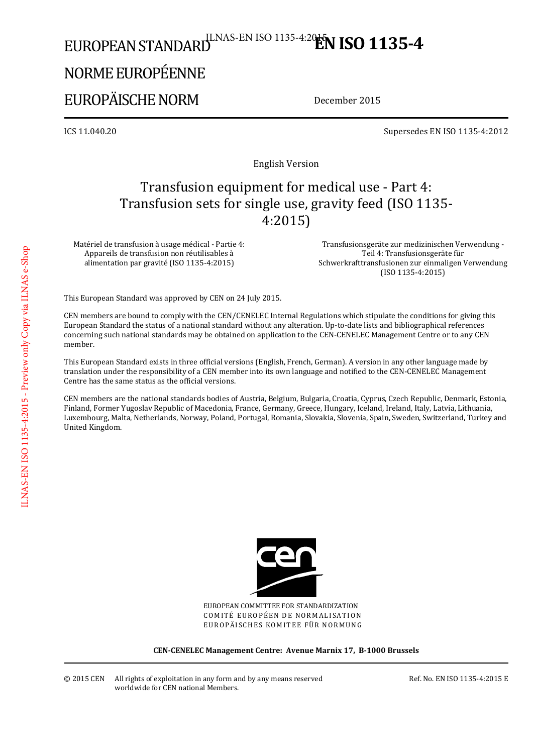# EUROPEAN STANDARD

# NORME EUROPÉENNE

# EUROPÄISCHE NORM

**EN ISO 1135-4**

December 2015

ICS 11.040.20

Supersedes EN ISO 1135-4:2012

English Version

## Transfusion equipment for medical use - Part 4: Transfusion sets for single use, gravity feed (ISO 1135-4:2015)

Matériel de transfusion à usage médical - Partie 4: Appareils de transfusion non réutilisables à alimentation par gravité (ISO 1135-4:2015)

Transfusionsgeräte zur medizinischen Verwendung - Teil 4: Transfusionsgeräte für Schwerkrafttransfusionen zur einmaligen Verwendung (ISO 1135-4:2015)

This European Standard was approved by CEN on 24 July 2015.

CEN members are bound to comply with the CEN/CENELEC Internal Regulations which stipulate the conditions for giving this European Standard the status of a national standard without any alteration. Up-to-date lists and bibliographical references concerning such national standards may be obtained on application to the CEN-CENELEC Management Centre or to any CEN member.

This European Standard exists in three official versions (English, French, German). A version in any other language made by translation under the responsibility of a CEN member into its own language and notified to the CEN-CENELEC Management Centre has the same status as the official versions.

CEN members are the national standards bodies of Austria, Belgium, Bulgaria, Croatia, Cyprus, Czech Republic, Denmark, Estonia, Finland, Former Yugoslav Republic of Macedonia, France, Germany, Greece, Hungary, Iceland, Ireland, Italy, Latvia, Lithuania, Luxembourg, Malta, Netherlands, Norway, Poland, Portugal, Romania, Slovakia, Slovenia, Spain, Sweden, Switzerland, Turkey and United Kingdom.

EUROPEAN COMMITTEE FOR STANDARDIZATION
COMITÉ EUROPÉEN DE NORMALISATION
EUROPÄISCHES KOMITEE FÜR NORMUNG

**CEN-CENELEC Management Centre: Avenue Marnix 17, B-1000 Brussels**

© 2015 CEN All rights of exploitation in any form and by any means reserved worldwide for CEN national Members.

Ref. No. EN ISO 1135-4:2015 E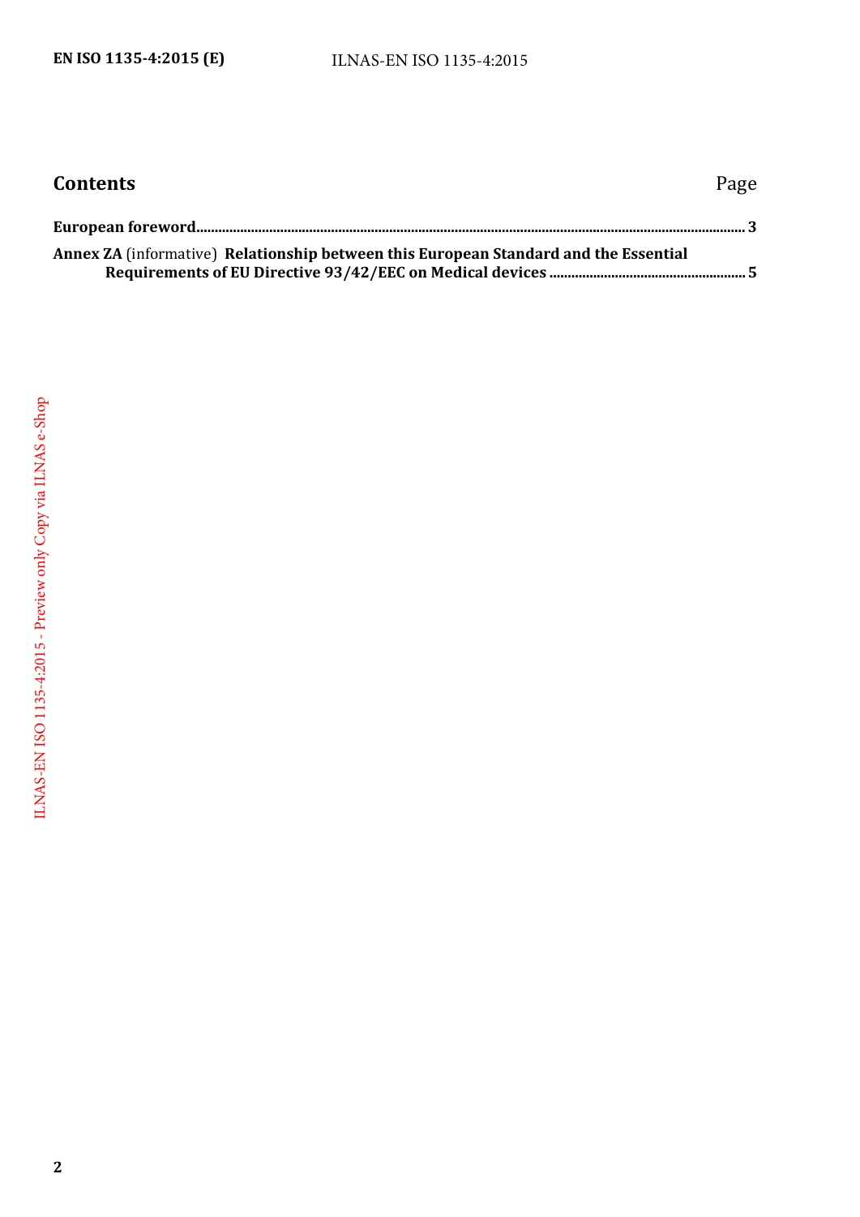## Contents

Page

**European foreword** ........................................................................................................................................................... **3**

**Annex ZA** (informative) **Relationship between this European Standard and the Essential Requirements of EU Directive 93/42/EEC on Medical devices** ..................................................... **5**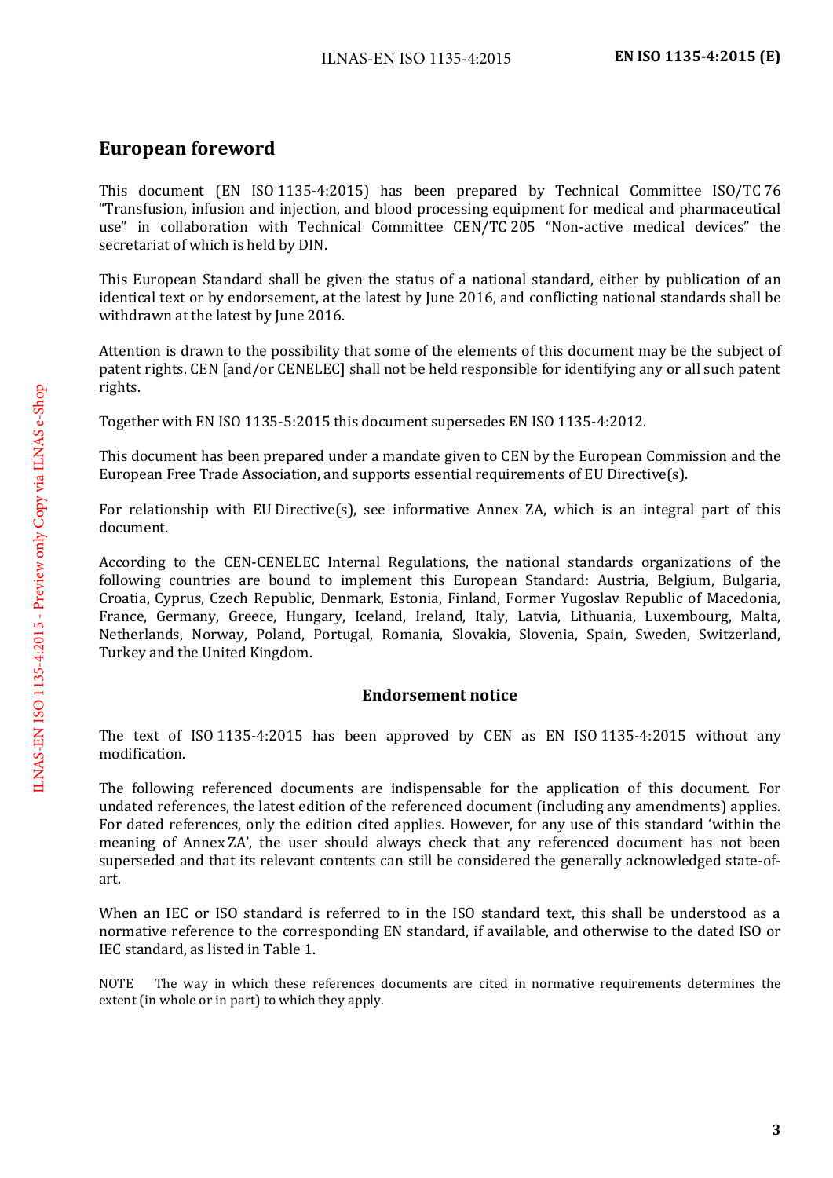## European foreword

This document (EN ISO 1135-4:2015) has been prepared by Technical Committee ISO/TC 76 "Transfusion, infusion and injection, and blood processing equipment for medical and pharmaceutical use" in collaboration with Technical Committee CEN/TC 205 "Non-active medical devices" the secretariat of which is held by DIN.

This European Standard shall be given the status of a national standard, either by publication of an identical text or by endorsement, at the latest by June 2016, and conflicting national standards shall be withdrawn at the latest by June 2016.

Attention is drawn to the possibility that some of the elements of this document may be the subject of patent rights. CEN [and/or CENELEC] shall not be held responsible for identifying any or all such patent rights.

Together with EN ISO 1135-5:2015 this document supersedes EN ISO 1135-4:2012.

This document has been prepared under a mandate given to CEN by the European Commission and the European Free Trade Association, and supports essential requirements of EU Directive(s).

For relationship with EU Directive(s), see informative Annex ZA, which is an integral part of this document.

According to the CEN-CENELEC Internal Regulations, the national standards organizations of the following countries are bound to implement this European Standard: Austria, Belgium, Bulgaria, Croatia, Cyprus, Czech Republic, Denmark, Estonia, Finland, Former Yugoslav Republic of Macedonia, France, Germany, Greece, Hungary, Iceland, Ireland, Italy, Latvia, Lithuania, Luxembourg, Malta, Netherlands, Norway, Poland, Portugal, Romania, Slovakia, Slovenia, Spain, Sweden, Switzerland, Turkey and the United Kingdom.

### Endorsement notice

The text of ISO 1135-4:2015 has been approved by CEN as EN ISO 1135-4:2015 without any modification.

The following referenced documents are indispensable for the application of this document. For undated references, the latest edition of the referenced document (including any amendments) applies. For dated references, only the edition cited applies. However, for any use of this standard 'within the meaning of Annex ZA', the user should always check that any referenced document has not been superseded and that its relevant contents can still be considered the generally acknowledged state-of-art.

When an IEC or ISO standard is referred to in the ISO standard text, this shall be understood as a normative reference to the corresponding EN standard, if available, and otherwise to the dated ISO or IEC standard, as listed in Table 1.

NOTE The way in which these references documents are cited in normative requirements determines the extent (in whole or in part) to which they apply.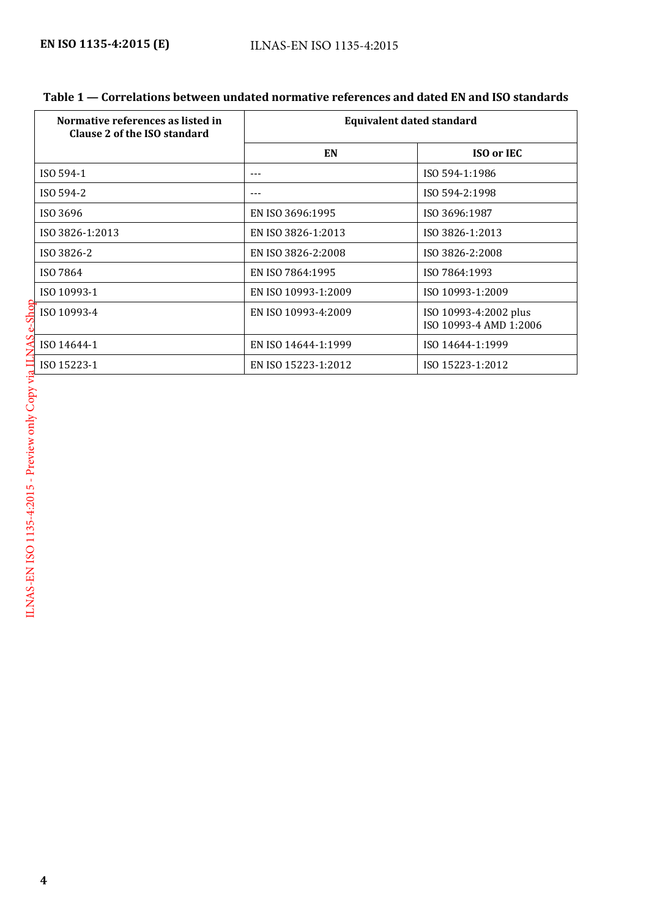**Table 1 — Correlations between undated normative references and dated EN and ISO standards**

| Normative references as listed in Clause 2 of the ISO standard | Equivalent dated standard | |
|---|---|---|
| | **EN** | **ISO or IEC** |
| ISO 594-1 | --- | ISO 594-1:1986 |
| ISO 594-2 | --- | ISO 594-2:1998 |
| ISO 3696 | EN ISO 3696:1995 | ISO 3696:1987 |
| ISO 3826-1:2013 | EN ISO 3826-1:2013 | ISO 3826-1:2013 |
| ISO 3826-2 | EN ISO 3826-2:2008 | ISO 3826-2:2008 |
| ISO 7864 | EN ISO 7864:1995 | ISO 7864:1993 |
| ISO 10993-1 | EN ISO 10993-1:2009 | ISO 10993-1:2009 |
| ISO 10993-4 | EN ISO 10993-4:2009 | ISO 10993-4:2002 plus ISO 10993-4 AMD 1:2006 |
| ISO 14644-1 | EN ISO 14644-1:1999 | ISO 14644-1:1999 |
| ISO 15223-1 | EN ISO 15223-1:2012 | ISO 15223-1:2012 |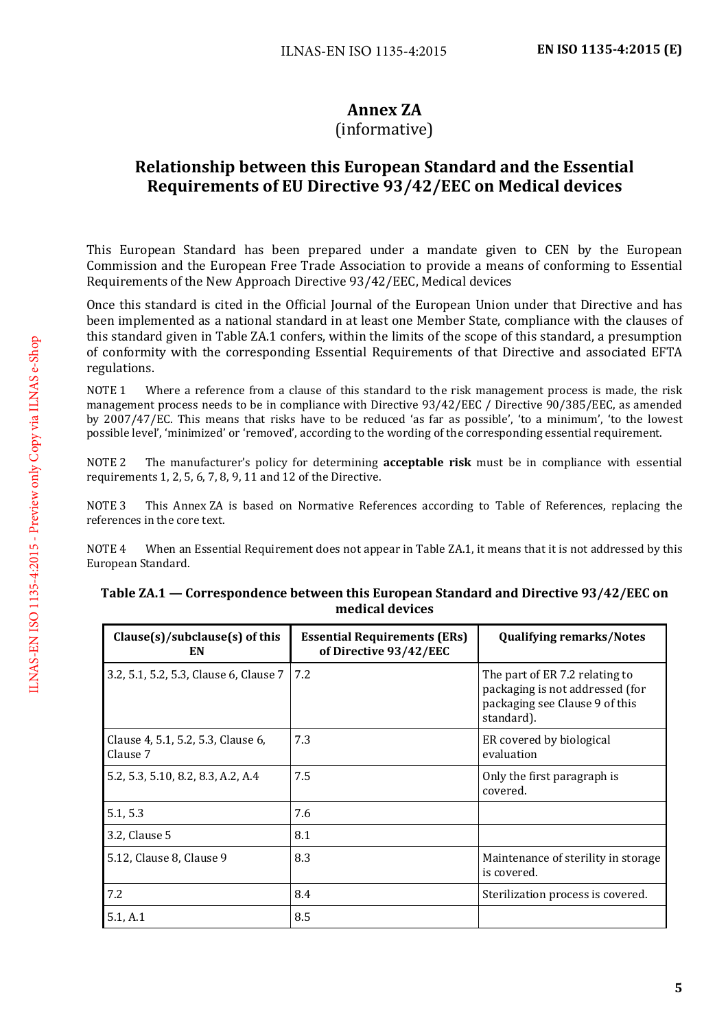# Annex ZA
(informative)

## Relationship between this European Standard and the Essential Requirements of EU Directive 93/42/EEC on Medical devices

This European Standard has been prepared under a mandate given to CEN by the European Commission and the European Free Trade Association to provide a means of conforming to Essential Requirements of the New Approach Directive 93/42/EEC, Medical devices

Once this standard is cited in the Official Journal of the European Union under that Directive and has been implemented as a national standard in at least one Member State, compliance with the clauses of this standard given in Table ZA.1 confers, within the limits of the scope of this standard, a presumption of conformity with the corresponding Essential Requirements of that Directive and associated EFTA regulations.

NOTE 1 Where a reference from a clause of this standard to the risk management process is made, the risk management process needs to be in compliance with Directive 93/42/EEC / Directive 90/385/EEC, as amended by 2007/47/EC. This means that risks have to be reduced 'as far as possible', 'to a minimum', 'to the lowest possible level', 'minimized' or 'removed', according to the wording of the corresponding essential requirement.

NOTE 2 The manufacturer's policy for determining **acceptable risk** must be in compliance with essential requirements 1, 2, 5, 6, 7, 8, 9, 11 and 12 of the Directive.

NOTE 3 This Annex ZA is based on Normative References according to Table of References, replacing the references in the core text.

NOTE 4 When an Essential Requirement does not appear in Table ZA.1, it means that it is not addressed by this European Standard.

**Table ZA.1 — Correspondence between this European Standard and Directive 93/42/EEC on medical devices**

| Clause(s)/subclause(s) of this EN | Essential Requirements (ERs) of Directive 93/42/EEC | Qualifying remarks/Notes |
|---|---|---|
| 3.2, 5.1, 5.2, 5.3, Clause 6, Clause 7 | 7.2 | The part of ER 7.2 relating to packaging is not addressed (for packaging see Clause 9 of this standard). |
| Clause 4, 5.1, 5.2, 5.3, Clause 6, Clause 7 | 7.3 | ER covered by biological evaluation |
| 5.2, 5.3, 5.10, 8.2, 8.3, A.2, A.4 | 7.5 | Only the first paragraph is covered. |
| 5.1, 5.3 | 7.6 | |
| 3.2, Clause 5 | 8.1 | |
| 5.12, Clause 8, Clause 9 | 8.3 | Maintenance of sterility in storage is covered. |
| 7.2 | 8.4 | Sterilization process is covered. |
| 5.1, A.1 | 8.5 | |